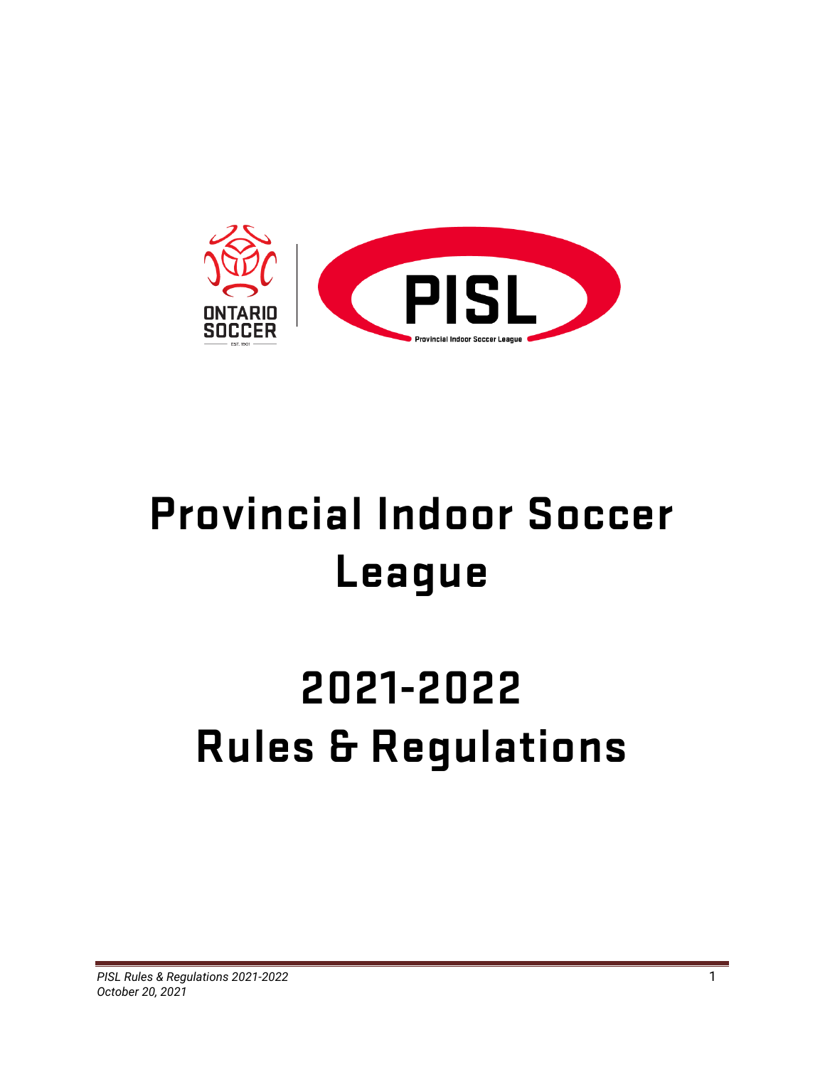# Provincial Indoor Soccer League

# 2021-2022 Rules & Regulations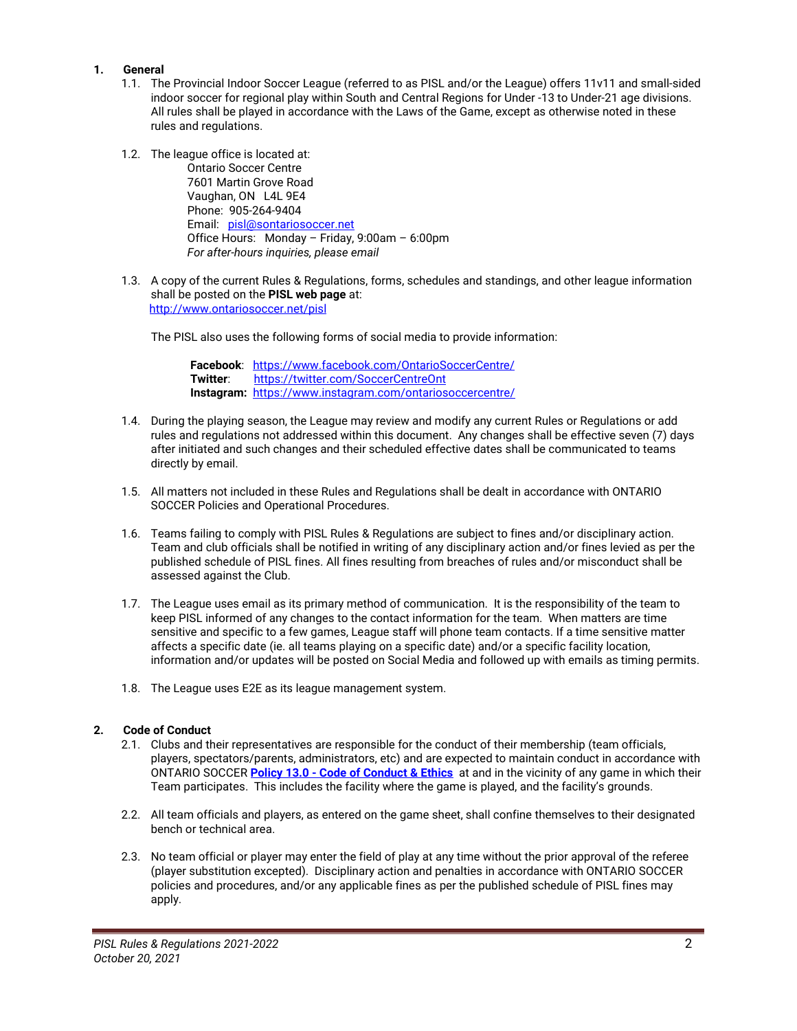## 1. General

1.1. The Provincial Indoor Soccer League (referred to as PISL and/or the League) offers 11v11 and small-sided indoor soccer for regional play within South and Central Regions for Under -13 to Under-21 age divisions. All rules shall be played in accordance with the Laws of the Game, except as otherwise noted in these rules and regulations.

1.2. The league office is located at:

Ontario Soccer Centre
7601 Martin Grove Road
Vaughan, ON L4L 9E4
Phone: 905-264-9404
Email: pisl@sontariosoccer.net
Office Hours: Monday – Friday, 9:00am – 6:00pm
*For after-hours inquiries, please email*

1.3. A copy of the current Rules & Regulations, forms, schedules and standings, and other league information shall be posted on the **PISL web page** at:
http://www.ontariosoccer.net/pisl

The PISL also uses the following forms of social media to provide information:

**Facebook**: https://www.facebook.com/OntarioSoccerCentre/
**Twitter**: https://twitter.com/SoccerCentreOnt
**Instagram:** https://www.instagram.com/ontariosoccercentre/

1.4. During the playing season, the League may review and modify any current Rules or Regulations or add rules and regulations not addressed within this document. Any changes shall be effective seven (7) days after initiated and such changes and their scheduled effective dates shall be communicated to teams directly by email.

1.5. All matters not included in these Rules and Regulations shall be dealt in accordance with ONTARIO SOCCER Policies and Operational Procedures.

1.6. Teams failing to comply with PISL Rules & Regulations are subject to fines and/or disciplinary action. Team and club officials shall be notified in writing of any disciplinary action and/or fines levied as per the published schedule of PISL fines. All fines resulting from breaches of rules and/or misconduct shall be assessed against the Club.

1.7. The League uses email as its primary method of communication. It is the responsibility of the team to keep PISL informed of any changes to the contact information for the team. When matters are time sensitive and specific to a few games, League staff will phone team contacts. If a time sensitive matter affects a specific date (ie. all teams playing on a specific date) and/or a specific facility location, information and/or updates will be posted on Social Media and followed up with emails as timing permits.

1.8. The League uses E2E as its league management system.

## 2. Code of Conduct

2.1. Clubs and their representatives are responsible for the conduct of their membership (team officials, players, spectators/parents, administrators, etc) and are expected to maintain conduct in accordance with ONTARIO SOCCER **Policy 13.0 - Code of Conduct & Ethics** at and in the vicinity of any game in which their Team participates. This includes the facility where the game is played, and the facility's grounds.

2.2. All team officials and players, as entered on the game sheet, shall confine themselves to their designated bench or technical area.

2.3. No team official or player may enter the field of play at any time without the prior approval of the referee (player substitution excepted). Disciplinary action and penalties in accordance with ONTARIO SOCCER policies and procedures, and/or any applicable fines as per the published schedule of PISL fines may apply.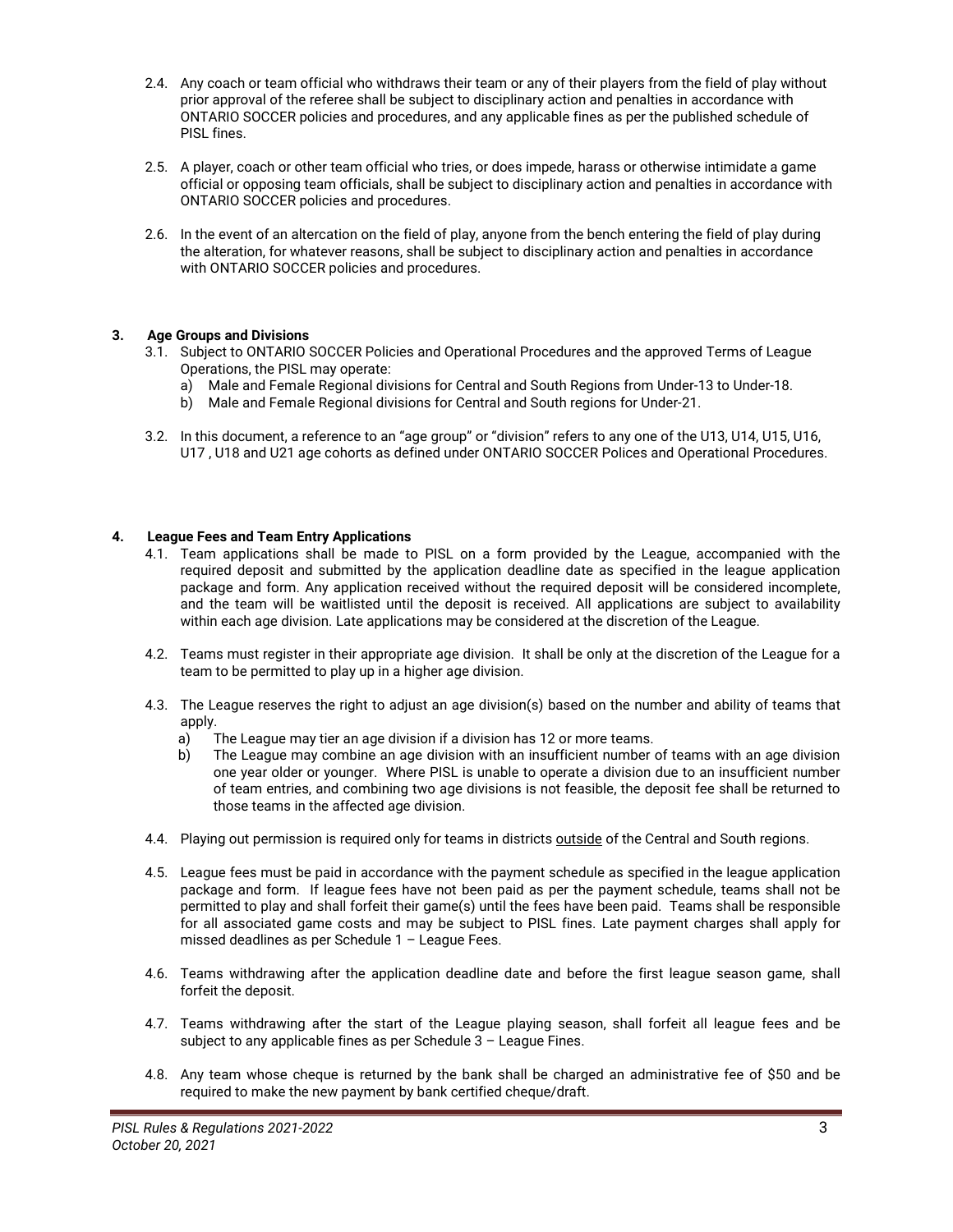2.4. Any coach or team official who withdraws their team or any of their players from the field of play without prior approval of the referee shall be subject to disciplinary action and penalties in accordance with ONTARIO SOCCER policies and procedures, and any applicable fines as per the published schedule of PISL fines.

2.5. A player, coach or other team official who tries, or does impede, harass or otherwise intimidate a game official or opposing team officials, shall be subject to disciplinary action and penalties in accordance with ONTARIO SOCCER policies and procedures.

2.6. In the event of an altercation on the field of play, anyone from the bench entering the field of play during the alteration, for whatever reasons, shall be subject to disciplinary action and penalties in accordance with ONTARIO SOCCER policies and procedures.

## 3. Age Groups and Divisions

3.1. Subject to ONTARIO SOCCER Policies and Operational Procedures and the approved Terms of League Operations, the PISL may operate:

a) Male and Female Regional divisions for Central and South Regions from Under-13 to Under-18.

b) Male and Female Regional divisions for Central and South regions for Under-21.

3.2. In this document, a reference to an "age group" or "division" refers to any one of the U13, U14, U15, U16, U17 , U18 and U21 age cohorts as defined under ONTARIO SOCCER Polices and Operational Procedures.

## 4. League Fees and Team Entry Applications

4.1. Team applications shall be made to PISL on a form provided by the League, accompanied with the required deposit and submitted by the application deadline date as specified in the league application package and form. Any application received without the required deposit will be considered incomplete, and the team will be waitlisted until the deposit is received. All applications are subject to availability within each age division. Late applications may be considered at the discretion of the League.

4.2. Teams must register in their appropriate age division. It shall be only at the discretion of the League for a team to be permitted to play up in a higher age division.

4.3. The League reserves the right to adjust an age division(s) based on the number and ability of teams that apply.

a) The League may tier an age division if a division has 12 or more teams.

b) The League may combine an age division with an insufficient number of teams with an age division one year older or younger. Where PISL is unable to operate a division due to an insufficient number of team entries, and combining two age divisions is not feasible, the deposit fee shall be returned to those teams in the affected age division.

4.4. Playing out permission is required only for teams in districts outside of the Central and South regions.

4.5. League fees must be paid in accordance with the payment schedule as specified in the league application package and form. If league fees have not been paid as per the payment schedule, teams shall not be permitted to play and shall forfeit their game(s) until the fees have been paid. Teams shall be responsible for all associated game costs and may be subject to PISL fines. Late payment charges shall apply for missed deadlines as per Schedule 1 – League Fees.

4.6. Teams withdrawing after the application deadline date and before the first league season game, shall forfeit the deposit.

4.7. Teams withdrawing after the start of the League playing season, shall forfeit all league fees and be subject to any applicable fines as per Schedule 3 – League Fines.

4.8. Any team whose cheque is returned by the bank shall be charged an administrative fee of $50 and be required to make the new payment by bank certified cheque/draft.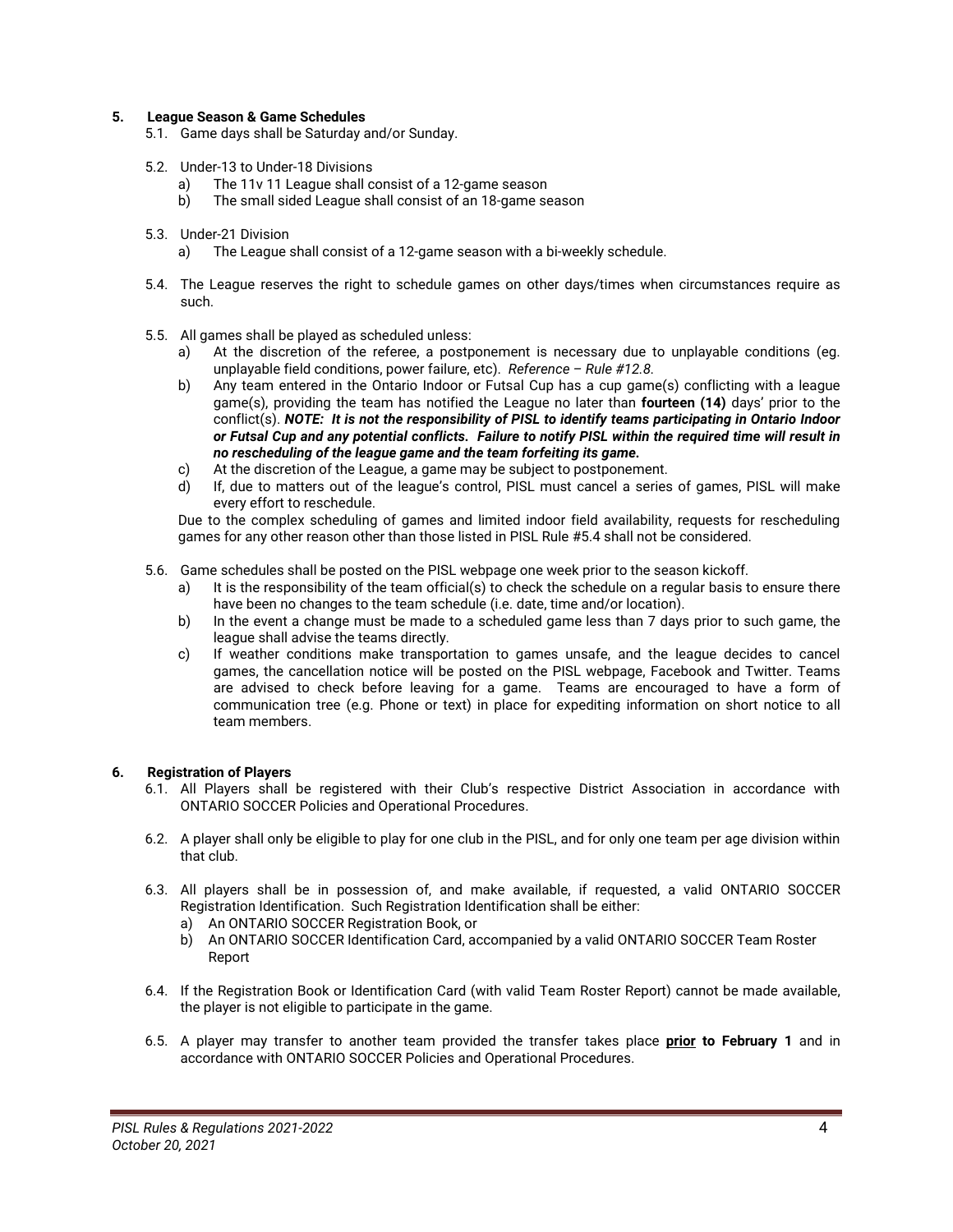## 5. League Season & Game Schedules

5.1. Game days shall be Saturday and/or Sunday.

5.2. Under-13 to Under-18 Divisions
   a) The 11v 11 League shall consist of a 12-game season
   b) The small sided League shall consist of an 18-game season

5.3. Under-21 Division
   a) The League shall consist of a 12-game season with a bi-weekly schedule.

5.4. The League reserves the right to schedule games on other days/times when circumstances require as such.

5.5. All games shall be played as scheduled unless:
   a) At the discretion of the referee, a postponement is necessary due to unplayable conditions (eg. unplayable field conditions, power failure, etc). *Reference – Rule #12.8.*
   b) Any team entered in the Ontario Indoor or Futsal Cup has a cup game(s) conflicting with a league game(s), providing the team has notified the League no later than **fourteen (14)** days' prior to the conflict(s). ***NOTE: It is not the responsibility of PISL to identify teams participating in Ontario Indoor or Futsal Cup and any potential conflicts. Failure to notify PISL within the required time will result in no rescheduling of the league game and the team forfeiting its game.***
   c) At the discretion of the League, a game may be subject to postponement.
   d) If, due to matters out of the league's control, PISL must cancel a series of games, PISL will make every effort to reschedule.

   Due to the complex scheduling of games and limited indoor field availability, requests for rescheduling games for any other reason other than those listed in PISL Rule #5.4 shall not be considered.

5.6. Game schedules shall be posted on the PISL webpage one week prior to the season kickoff.
   a) It is the responsibility of the team official(s) to check the schedule on a regular basis to ensure there have been no changes to the team schedule (i.e. date, time and/or location).
   b) In the event a change must be made to a scheduled game less than 7 days prior to such game, the league shall advise the teams directly.
   c) If weather conditions make transportation to games unsafe, and the league decides to cancel games, the cancellation notice will be posted on the PISL webpage, Facebook and Twitter. Teams are advised to check before leaving for a game. Teams are encouraged to have a form of communication tree (e.g. Phone or text) in place for expediting information on short notice to all team members.

## 6. Registration of Players

6.1. All Players shall be registered with their Club's respective District Association in accordance with ONTARIO SOCCER Policies and Operational Procedures.

6.2. A player shall only be eligible to play for one club in the PISL, and for only one team per age division within that club.

6.3. All players shall be in possession of, and make available, if requested, a valid ONTARIO SOCCER Registration Identification. Such Registration Identification shall be either:
   a) An ONTARIO SOCCER Registration Book, or
   b) An ONTARIO SOCCER Identification Card, accompanied by a valid ONTARIO SOCCER Team Roster Report

6.4. If the Registration Book or Identification Card (with valid Team Roster Report) cannot be made available, the player is not eligible to participate in the game.

6.5. A player may transfer to another team provided the transfer takes place **prior to February 1** and in accordance with ONTARIO SOCCER Policies and Operational Procedures.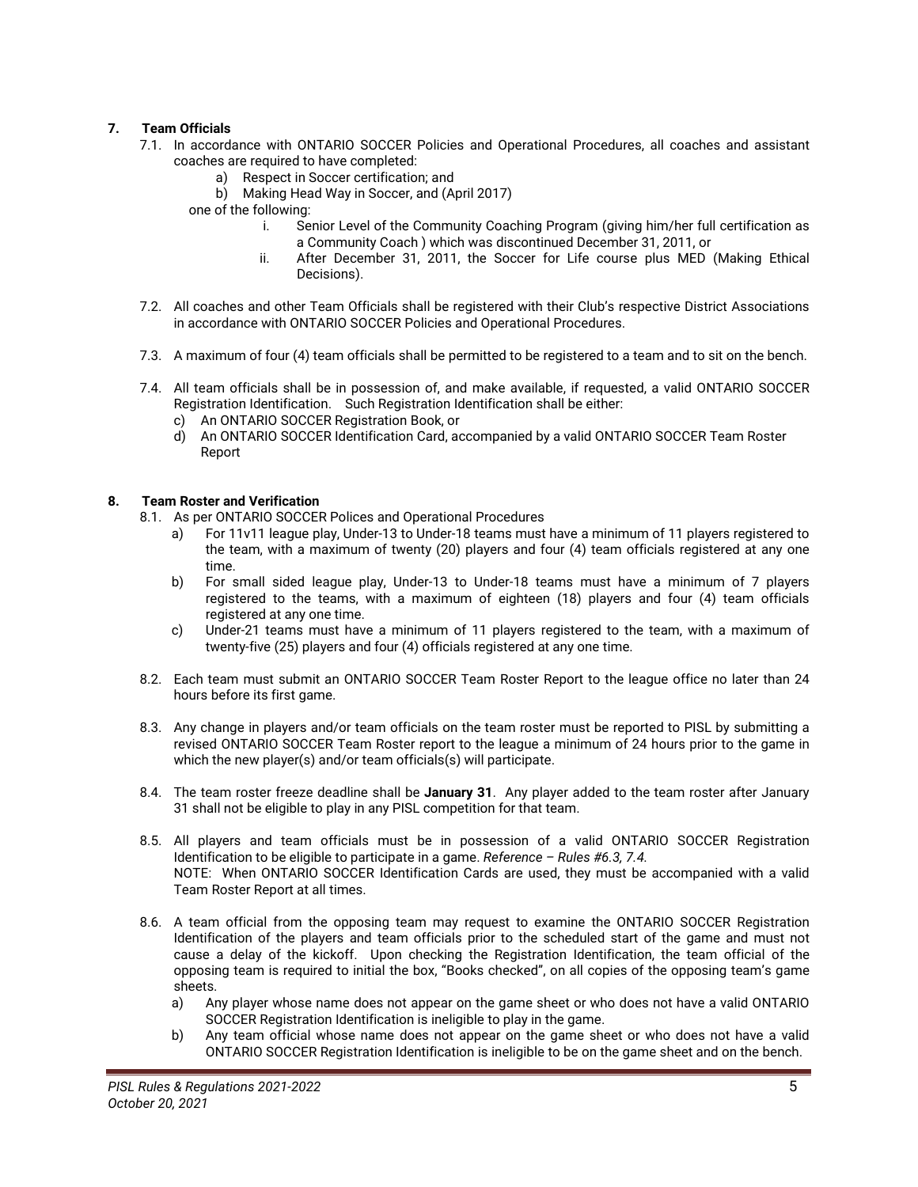## 7. Team Officials

7.1. In accordance with ONTARIO SOCCER Policies and Operational Procedures, all coaches and assistant coaches are required to have completed:

   a) Respect in Soccer certification; and
   b) Making Head Way in Soccer, and (April 2017)

   one of the following:

   i. Senior Level of the Community Coaching Program (giving him/her full certification as a Community Coach ) which was discontinued December 31, 2011, or
   ii. After December 31, 2011, the Soccer for Life course plus MED (Making Ethical Decisions).

7.2. All coaches and other Team Officials shall be registered with their Club's respective District Associations in accordance with ONTARIO SOCCER Policies and Operational Procedures.

7.3. A maximum of four (4) team officials shall be permitted to be registered to a team and to sit on the bench.

7.4. All team officials shall be in possession of, and make available, if requested, a valid ONTARIO SOCCER Registration Identification. Such Registration Identification shall be either:

   c) An ONTARIO SOCCER Registration Book, or
   d) An ONTARIO SOCCER Identification Card, accompanied by a valid ONTARIO SOCCER Team Roster Report

## 8. Team Roster and Verification

8.1. As per ONTARIO SOCCER Polices and Operational Procedures

   a) For 11v11 league play, Under-13 to Under-18 teams must have a minimum of 11 players registered to the team, with a maximum of twenty (20) players and four (4) team officials registered at any one time.
   b) For small sided league play, Under-13 to Under-18 teams must have a minimum of 7 players registered to the teams, with a maximum of eighteen (18) players and four (4) team officials registered at any one time.
   c) Under-21 teams must have a minimum of 11 players registered to the team, with a maximum of twenty-five (25) players and four (4) officials registered at any one time.

8.2. Each team must submit an ONTARIO SOCCER Team Roster Report to the league office no later than 24 hours before its first game.

8.3. Any change in players and/or team officials on the team roster must be reported to PISL by submitting a revised ONTARIO SOCCER Team Roster report to the league a minimum of 24 hours prior to the game in which the new player(s) and/or team officials(s) will participate.

8.4. The team roster freeze deadline shall be **January 31**. Any player added to the team roster after January 31 shall not be eligible to play in any PISL competition for that team.

8.5. All players and team officials must be in possession of a valid ONTARIO SOCCER Registration Identification to be eligible to participate in a game. *Reference – Rules #6.3, 7.4.*
NOTE: When ONTARIO SOCCER Identification Cards are used, they must be accompanied with a valid Team Roster Report at all times.

8.6. A team official from the opposing team may request to examine the ONTARIO SOCCER Registration Identification of the players and team officials prior to the scheduled start of the game and must not cause a delay of the kickoff. Upon checking the Registration Identification, the team official of the opposing team is required to initial the box, "Books checked", on all copies of the opposing team's game sheets.

   a) Any player whose name does not appear on the game sheet or who does not have a valid ONTARIO SOCCER Registration Identification is ineligible to play in the game.
   b) Any team official whose name does not appear on the game sheet or who does not have a valid ONTARIO SOCCER Registration Identification is ineligible to be on the game sheet and on the bench.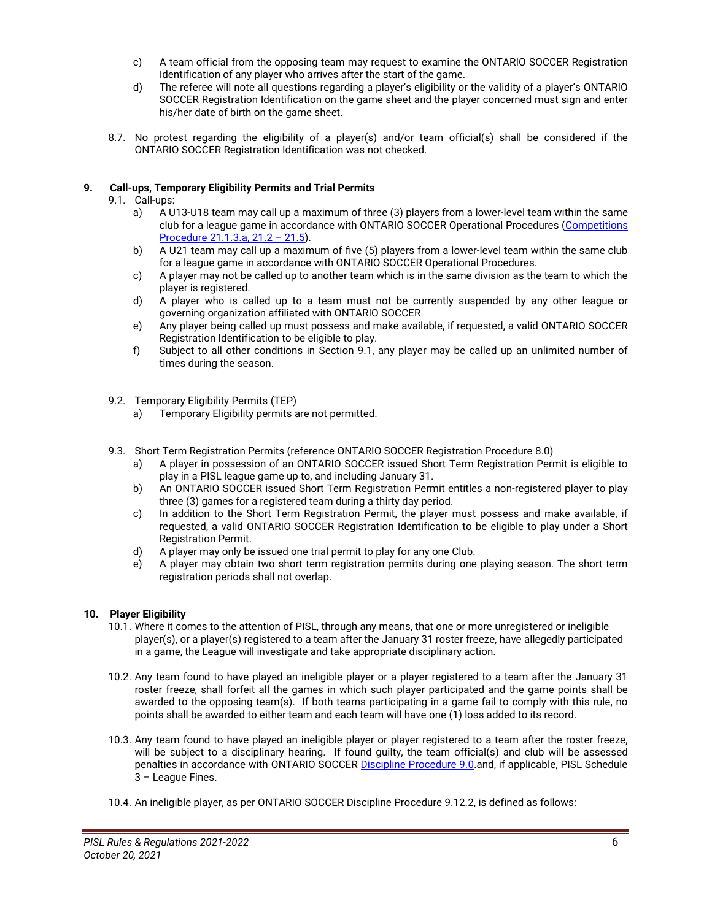c) A team official from the opposing team may request to examine the ONTARIO SOCCER Registration Identification of any player who arrives after the start of the game.

d) The referee will note all questions regarding a player's eligibility or the validity of a player's ONTARIO SOCCER Registration Identification on the game sheet and the player concerned must sign and enter his/her date of birth on the game sheet.

8.7. No protest regarding the eligibility of a player(s) and/or team official(s) shall be considered if the ONTARIO SOCCER Registration Identification was not checked.

## 9. Call-ups, Temporary Eligibility Permits and Trial Permits

9.1. Call-ups:

a) A U13-U18 team may call up a maximum of three (3) players from a lower-level team within the same club for a league game in accordance with ONTARIO SOCCER Operational Procedures (Competitions Procedure 21.1.3.a, 21.2 – 21.5).

b) A U21 team may call up a maximum of five (5) players from a lower-level team within the same club for a league game in accordance with ONTARIO SOCCER Operational Procedures.

c) A player may not be called up to another team which is in the same division as the team to which the player is registered.

d) A player who is called up to a team must not be currently suspended by any other league or governing organization affiliated with ONTARIO SOCCER

e) Any player being called up must possess and make available, if requested, a valid ONTARIO SOCCER Registration Identification to be eligible to play.

f) Subject to all other conditions in Section 9.1, any player may be called up an unlimited number of times during the season.

9.2. Temporary Eligibility Permits (TEP)

a) Temporary Eligibility permits are not permitted.

9.3. Short Term Registration Permits (reference ONTARIO SOCCER Registration Procedure 8.0)

a) A player in possession of an ONTARIO SOCCER issued Short Term Registration Permit is eligible to play in a PISL league game up to, and including January 31.

b) An ONTARIO SOCCER issued Short Term Registration Permit entitles a non-registered player to play three (3) games for a registered team during a thirty day period.

c) In addition to the Short Term Registration Permit, the player must possess and make available, if requested, a valid ONTARIO SOCCER Registration Identification to be eligible to play under a Short Registration Permit.

d) A player may only be issued one trial permit to play for any one Club.

e) A player may obtain two short term registration permits during one playing season. The short term registration periods shall not overlap.

## 10. Player Eligibility

10.1. Where it comes to the attention of PISL, through any means, that one or more unregistered or ineligible player(s), or a player(s) registered to a team after the January 31 roster freeze, have allegedly participated in a game, the League will investigate and take appropriate disciplinary action.

10.2. Any team found to have played an ineligible player or a player registered to a team after the January 31 roster freeze, shall forfeit all the games in which such player participated and the game points shall be awarded to the opposing team(s). If both teams participating in a game fail to comply with this rule, no points shall be awarded to either team and each team will have one (1) loss added to its record.

10.3. Any team found to have played an ineligible player or player registered to a team after the roster freeze, will be subject to a disciplinary hearing. If found guilty, the team official(s) and club will be assessed penalties in accordance with ONTARIO SOCCER Discipline Procedure 9.0.and, if applicable, PISL Schedule 3 – League Fines.

10.4. An ineligible player, as per ONTARIO SOCCER Discipline Procedure 9.12.2, is defined as follows: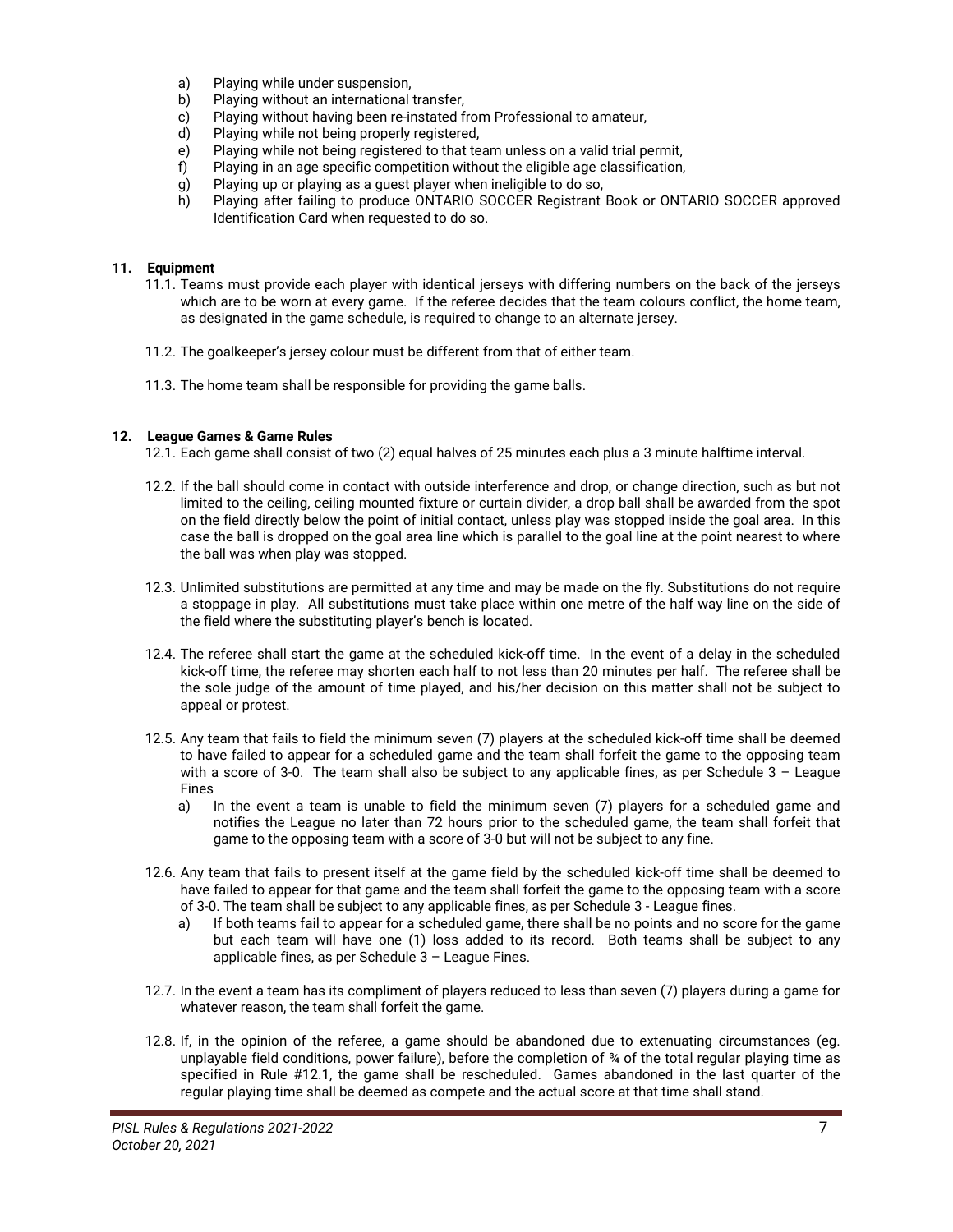a) Playing while under suspension,
b) Playing without an international transfer,
c) Playing without having been re-instated from Professional to amateur,
d) Playing while not being properly registered,
e) Playing while not being registered to that team unless on a valid trial permit,
f) Playing in an age specific competition without the eligible age classification,
g) Playing up or playing as a guest player when ineligible to do so,
h) Playing after failing to produce ONTARIO SOCCER Registrant Book or ONTARIO SOCCER approved Identification Card when requested to do so.

### 11. Equipment

11.1. Teams must provide each player with identical jerseys with differing numbers on the back of the jerseys which are to be worn at every game. If the referee decides that the team colours conflict, the home team, as designated in the game schedule, is required to change to an alternate jersey.

11.2. The goalkeeper's jersey colour must be different from that of either team.

11.3. The home team shall be responsible for providing the game balls.

### 12. League Games & Game Rules

12.1. Each game shall consist of two (2) equal halves of 25 minutes each plus a 3 minute halftime interval.

12.2. If the ball should come in contact with outside interference and drop, or change direction, such as but not limited to the ceiling, ceiling mounted fixture or curtain divider, a drop ball shall be awarded from the spot on the field directly below the point of initial contact, unless play was stopped inside the goal area. In this case the ball is dropped on the goal area line which is parallel to the goal line at the point nearest to where the ball was when play was stopped.

12.3. Unlimited substitutions are permitted at any time and may be made on the fly. Substitutions do not require a stoppage in play. All substitutions must take place within one metre of the half way line on the side of the field where the substituting player's bench is located.

12.4. The referee shall start the game at the scheduled kick-off time. In the event of a delay in the scheduled kick-off time, the referee may shorten each half to not less than 20 minutes per half. The referee shall be the sole judge of the amount of time played, and his/her decision on this matter shall not be subject to appeal or protest.

12.5. Any team that fails to field the minimum seven (7) players at the scheduled kick-off time shall be deemed to have failed to appear for a scheduled game and the team shall forfeit the game to the opposing team with a score of 3-0. The team shall also be subject to any applicable fines, as per Schedule 3 – League Fines

a) In the event a team is unable to field the minimum seven (7) players for a scheduled game and notifies the League no later than 72 hours prior to the scheduled game, the team shall forfeit that game to the opposing team with a score of 3-0 but will not be subject to any fine.

12.6. Any team that fails to present itself at the game field by the scheduled kick-off time shall be deemed to have failed to appear for that game and the team shall forfeit the game to the opposing team with a score of 3-0. The team shall be subject to any applicable fines, as per Schedule 3 - League fines.

a) If both teams fail to appear for a scheduled game, there shall be no points and no score for the game but each team will have one (1) loss added to its record. Both teams shall be subject to any applicable fines, as per Schedule 3 – League Fines.

12.7. In the event a team has its compliment of players reduced to less than seven (7) players during a game for whatever reason, the team shall forfeit the game.

12.8. If, in the opinion of the referee, a game should be abandoned due to extenuating circumstances (eg. unplayable field conditions, power failure), before the completion of ¾ of the total regular playing time as specified in Rule #12.1, the game shall be rescheduled. Games abandoned in the last quarter of the regular playing time shall be deemed as compete and the actual score at that time shall stand.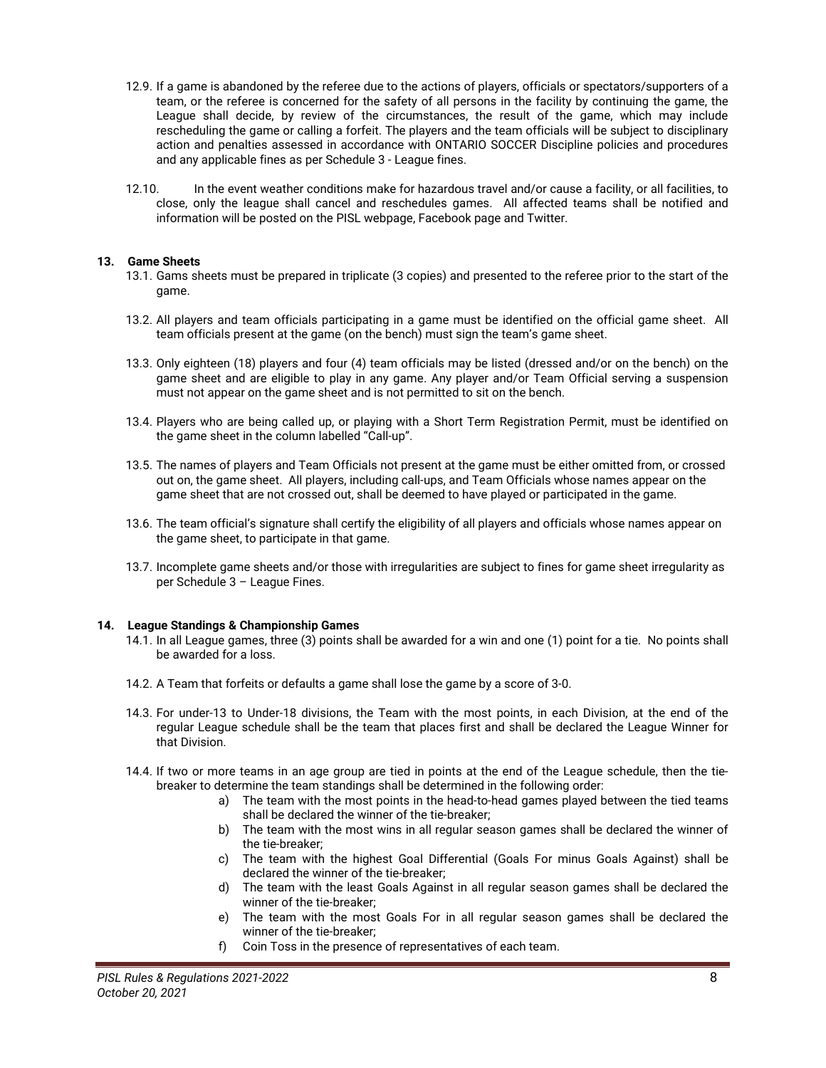12.9. If a game is abandoned by the referee due to the actions of players, officials or spectators/supporters of a team, or the referee is concerned for the safety of all persons in the facility by continuing the game, the League shall decide, by review of the circumstances, the result of the game, which may include rescheduling the game or calling a forfeit. The players and the team officials will be subject to disciplinary action and penalties assessed in accordance with ONTARIO SOCCER Discipline policies and procedures and any applicable fines as per Schedule 3 - League fines.

12.10. In the event weather conditions make for hazardous travel and/or cause a facility, or all facilities, to close, only the league shall cancel and reschedules games. All affected teams shall be notified and information will be posted on the PISL webpage, Facebook page and Twitter.

## 13. Game Sheets

13.1. Gams sheets must be prepared in triplicate (3 copies) and presented to the referee prior to the start of the game.

13.2. All players and team officials participating in a game must be identified on the official game sheet. All team officials present at the game (on the bench) must sign the team's game sheet.

13.3. Only eighteen (18) players and four (4) team officials may be listed (dressed and/or on the bench) on the game sheet and are eligible to play in any game. Any player and/or Team Official serving a suspension must not appear on the game sheet and is not permitted to sit on the bench.

13.4. Players who are being called up, or playing with a Short Term Registration Permit, must be identified on the game sheet in the column labelled "Call-up".

13.5. The names of players and Team Officials not present at the game must be either omitted from, or crossed out on, the game sheet. All players, including call-ups, and Team Officials whose names appear on the game sheet that are not crossed out, shall be deemed to have played or participated in the game.

13.6. The team official's signature shall certify the eligibility of all players and officials whose names appear on the game sheet, to participate in that game.

13.7. Incomplete game sheets and/or those with irregularities are subject to fines for game sheet irregularity as per Schedule 3 – League Fines.

## 14. League Standings & Championship Games

14.1. In all League games, three (3) points shall be awarded for a win and one (1) point for a tie. No points shall be awarded for a loss.

14.2. A Team that forfeits or defaults a game shall lose the game by a score of 3-0.

14.3. For under-13 to Under-18 divisions, the Team with the most points, in each Division, at the end of the regular League schedule shall be the team that places first and shall be declared the League Winner for that Division.

14.4. If two or more teams in an age group are tied in points at the end of the League schedule, then the tie-breaker to determine the team standings shall be determined in the following order:

a) The team with the most points in the head-to-head games played between the tied teams shall be declared the winner of the tie-breaker;
b) The team with the most wins in all regular season games shall be declared the winner of the tie-breaker;
c) The team with the highest Goal Differential (Goals For minus Goals Against) shall be declared the winner of the tie-breaker;
d) The team with the least Goals Against in all regular season games shall be declared the winner of the tie-breaker;
e) The team with the most Goals For in all regular season games shall be declared the winner of the tie-breaker;
f) Coin Toss in the presence of representatives of each team.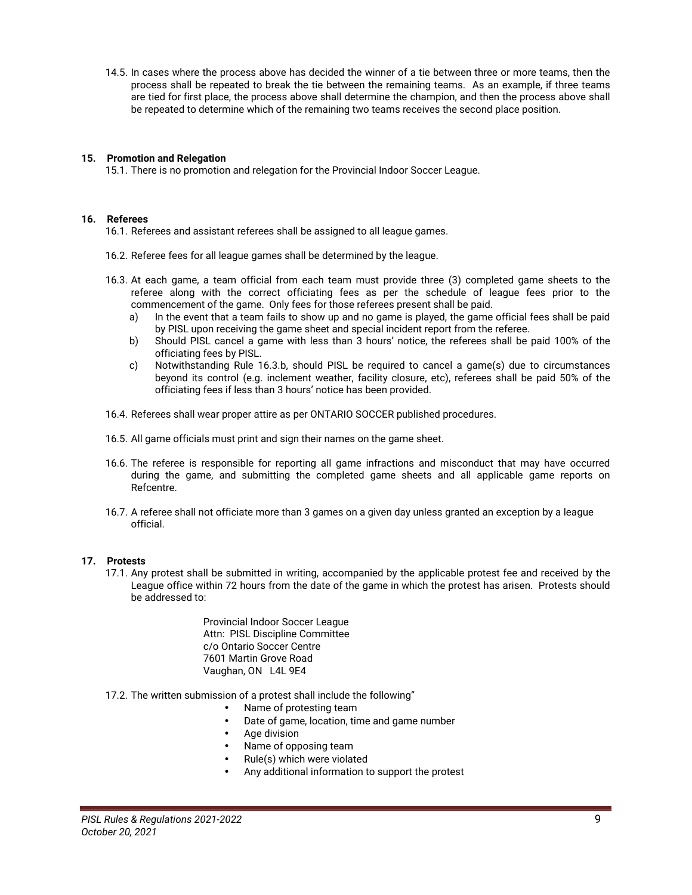14.5. In cases where the process above has decided the winner of a tie between three or more teams, then the process shall be repeated to break the tie between the remaining teams. As an example, if three teams are tied for first place, the process above shall determine the champion, and then the process above shall be repeated to determine which of the remaining two teams receives the second place position.

## 15. Promotion and Relegation

15.1. There is no promotion and relegation for the Provincial Indoor Soccer League.

## 16. Referees

16.1. Referees and assistant referees shall be assigned to all league games.

16.2. Referee fees for all league games shall be determined by the league.

16.3. At each game, a team official from each team must provide three (3) completed game sheets to the referee along with the correct officiating fees as per the schedule of league fees prior to the commencement of the game. Only fees for those referees present shall be paid.

- a) In the event that a team fails to show up and no game is played, the game official fees shall be paid by PISL upon receiving the game sheet and special incident report from the referee.
- b) Should PISL cancel a game with less than 3 hours' notice, the referees shall be paid 100% of the officiating fees by PISL.
- c) Notwithstanding Rule 16.3.b, should PISL be required to cancel a game(s) due to circumstances beyond its control (e.g. inclement weather, facility closure, etc), referees shall be paid 50% of the officiating fees if less than 3 hours' notice has been provided.

16.4. Referees shall wear proper attire as per ONTARIO SOCCER published procedures.

16.5. All game officials must print and sign their names on the game sheet.

16.6. The referee is responsible for reporting all game infractions and misconduct that may have occurred during the game, and submitting the completed game sheets and all applicable game reports on Refcentre.

16.7. A referee shall not officiate more than 3 games on a given day unless granted an exception by a league official.

## 17. Protests

17.1. Any protest shall be submitted in writing, accompanied by the applicable protest fee and received by the League office within 72 hours from the date of the game in which the protest has arisen. Protests should be addressed to:

> Provincial Indoor Soccer League
> Attn: PISL Discipline Committee
> c/o Ontario Soccer Centre
> 7601 Martin Grove Road
> Vaughan, ON L4L 9E4

17.2. The written submission of a protest shall include the following"

- Name of protesting team
- Date of game, location, time and game number
- Age division
- Name of opposing team
- Rule(s) which were violated
- Any additional information to support the protest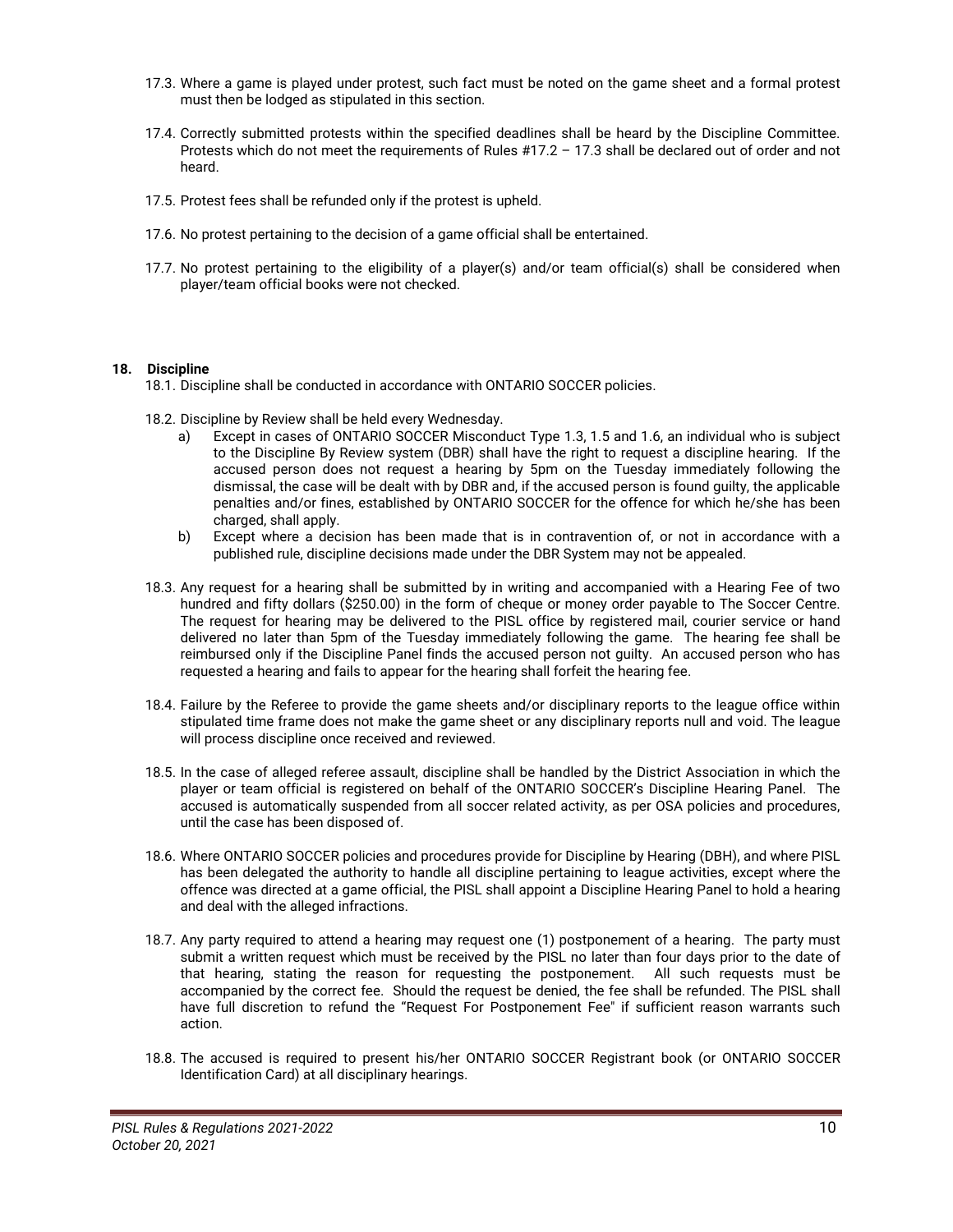17.3. Where a game is played under protest, such fact must be noted on the game sheet and a formal protest must then be lodged as stipulated in this section.

17.4. Correctly submitted protests within the specified deadlines shall be heard by the Discipline Committee. Protests which do not meet the requirements of Rules #17.2 – 17.3 shall be declared out of order and not heard.

17.5. Protest fees shall be refunded only if the protest is upheld.

17.6. No protest pertaining to the decision of a game official shall be entertained.

17.7. No protest pertaining to the eligibility of a player(s) and/or team official(s) shall be considered when player/team official books were not checked.

## 18. Discipline

18.1. Discipline shall be conducted in accordance with ONTARIO SOCCER policies.

18.2. Discipline by Review shall be held every Wednesday.

a) Except in cases of ONTARIO SOCCER Misconduct Type 1.3, 1.5 and 1.6, an individual who is subject to the Discipline By Review system (DBR) shall have the right to request a discipline hearing. If the accused person does not request a hearing by 5pm on the Tuesday immediately following the dismissal, the case will be dealt with by DBR and, if the accused person is found guilty, the applicable penalties and/or fines, established by ONTARIO SOCCER for the offence for which he/she has been charged, shall apply.

b) Except where a decision has been made that is in contravention of, or not in accordance with a published rule, discipline decisions made under the DBR System may not be appealed.

18.3. Any request for a hearing shall be submitted by in writing and accompanied with a Hearing Fee of two hundred and fifty dollars ($250.00) in the form of cheque or money order payable to The Soccer Centre. The request for hearing may be delivered to the PISL office by registered mail, courier service or hand delivered no later than 5pm of the Tuesday immediately following the game. The hearing fee shall be reimbursed only if the Discipline Panel finds the accused person not guilty. An accused person who has requested a hearing and fails to appear for the hearing shall forfeit the hearing fee.

18.4. Failure by the Referee to provide the game sheets and/or disciplinary reports to the league office within stipulated time frame does not make the game sheet or any disciplinary reports null and void. The league will process discipline once received and reviewed.

18.5. In the case of alleged referee assault, discipline shall be handled by the District Association in which the player or team official is registered on behalf of the ONTARIO SOCCER's Discipline Hearing Panel. The accused is automatically suspended from all soccer related activity, as per OSA policies and procedures, until the case has been disposed of.

18.6. Where ONTARIO SOCCER policies and procedures provide for Discipline by Hearing (DBH), and where PISL has been delegated the authority to handle all discipline pertaining to league activities, except where the offence was directed at a game official, the PISL shall appoint a Discipline Hearing Panel to hold a hearing and deal with the alleged infractions.

18.7. Any party required to attend a hearing may request one (1) postponement of a hearing. The party must submit a written request which must be received by the PISL no later than four days prior to the date of that hearing, stating the reason for requesting the postponement. All such requests must be accompanied by the correct fee. Should the request be denied, the fee shall be refunded. The PISL shall have full discretion to refund the "Request For Postponement Fee" if sufficient reason warrants such action.

18.8. The accused is required to present his/her ONTARIO SOCCER Registrant book (or ONTARIO SOCCER Identification Card) at all disciplinary hearings.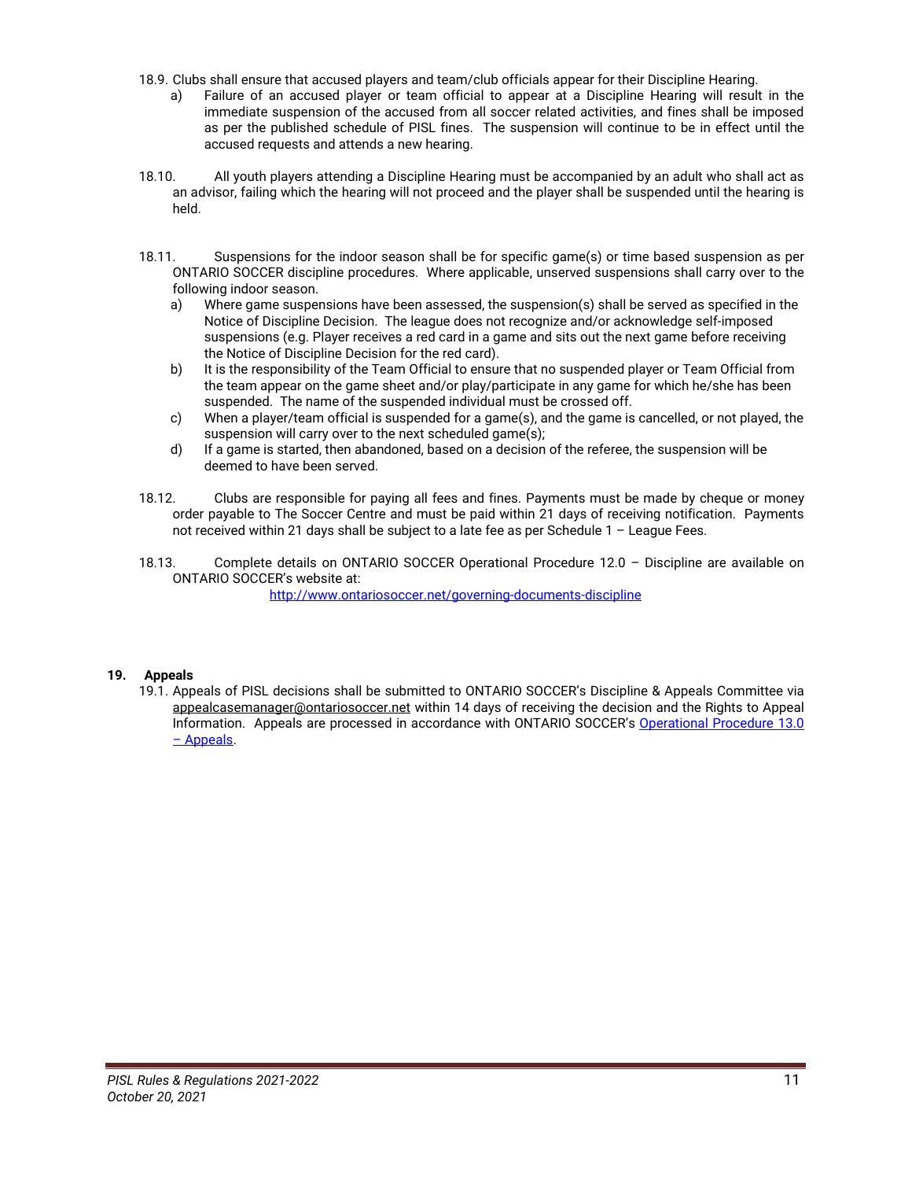18.9. Clubs shall ensure that accused players and team/club officials appear for their Discipline Hearing.

a) Failure of an accused player or team official to appear at a Discipline Hearing will result in the immediate suspension of the accused from all soccer related activities, and fines shall be imposed as per the published schedule of PISL fines. The suspension will continue to be in effect until the accused requests and attends a new hearing.

18.10. All youth players attending a Discipline Hearing must be accompanied by an adult who shall act as an advisor, failing which the hearing will not proceed and the player shall be suspended until the hearing is held.

18.11. Suspensions for the indoor season shall be for specific game(s) or time based suspension as per ONTARIO SOCCER discipline procedures. Where applicable, unserved suspensions shall carry over to the following indoor season.

a) Where game suspensions have been assessed, the suspension(s) shall be served as specified in the Notice of Discipline Decision. The league does not recognize and/or acknowledge self-imposed suspensions (e.g. Player receives a red card in a game and sits out the next game before receiving the Notice of Discipline Decision for the red card).

b) It is the responsibility of the Team Official to ensure that no suspended player or Team Official from the team appear on the game sheet and/or play/participate in any game for which he/she has been suspended. The name of the suspended individual must be crossed off.

c) When a player/team official is suspended for a game(s), and the game is cancelled, or not played, the suspension will carry over to the next scheduled game(s);

d) If a game is started, then abandoned, based on a decision of the referee, the suspension will be deemed to have been served.

18.12. Clubs are responsible for paying all fees and fines. Payments must be made by cheque or money order payable to The Soccer Centre and must be paid within 21 days of receiving notification. Payments not received within 21 days shall be subject to a late fee as per Schedule 1 – League Fees.

18.13. Complete details on ONTARIO SOCCER Operational Procedure 12.0 – Discipline are available on ONTARIO SOCCER's website at:

http://www.ontariosoccer.net/governing-documents-discipline

## 19. Appeals

19.1. Appeals of PISL decisions shall be submitted to ONTARIO SOCCER's Discipline & Appeals Committee via appealcasemanager@ontariosoccer.net within 14 days of receiving the decision and the Rights to Appeal Information. Appeals are processed in accordance with ONTARIO SOCCER's Operational Procedure 13.0 – Appeals.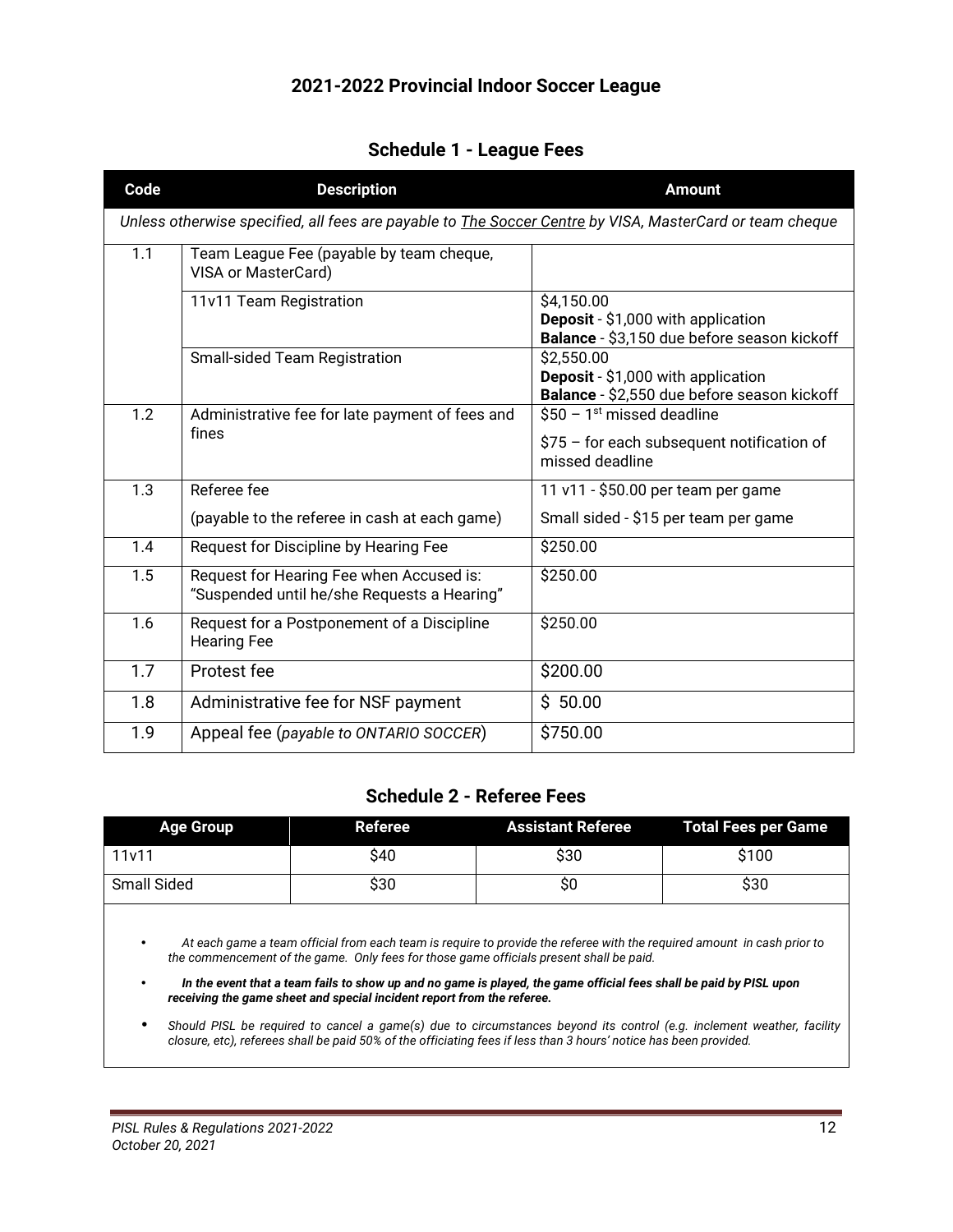## 2021-2022 Provincial Indoor Soccer League

### Schedule 1 - League Fees

| Code | Description | Amount |
|---|---|---|
| *Unless otherwise specified, all fees are payable to The Soccer Centre by VISA, MasterCard or team cheque* | | |
| 1.1 | Team League Fee (payable by team cheque, VISA or MasterCard) | |
| | 11v11 Team Registration | $4,150.00<br>**Deposit** - $1,000 with application<br>**Balance** - $3,150 due before season kickoff |
| | Small-sided Team Registration | $2,550.00<br>**Deposit** - $1,000 with application<br>**Balance** - $2,550 due before season kickoff |
| 1.2 | Administrative fee for late payment of fees and fines | $50 – 1st missed deadline<br>$75 – for each subsequent notification of missed deadline |
| 1.3 | Referee fee<br>(payable to the referee in cash at each game) | 11 v11 - $50.00 per team per game<br>Small sided - $15 per team per game |
| 1.4 | Request for Discipline by Hearing Fee | $250.00 |
| 1.5 | Request for Hearing Fee when Accused is: "Suspended until he/she Requests a Hearing" | $250.00 |
| 1.6 | Request for a Postponement of a Discipline Hearing Fee | $250.00 |
| 1.7 | Protest fee | $200.00 |
| 1.8 | Administrative fee for NSF payment | $ 50.00 |
| 1.9 | Appeal fee (*payable to ONTARIO SOCCER*) | $750.00 |

### Schedule 2 - Referee Fees

| Age Group | Referee | Assistant Referee | Total Fees per Game |
|---|---|---|---|
| 11v11 | $40 | $30 | $100 |
| Small Sided | $30 | $0 | $30 |

- *At each game a team official from each team is require to provide the referee with the required amount in cash prior to the commencement of the game. Only fees for those game officials present shall be paid.*
- ***In the event that a team fails to show up and no game is played, the game official fees shall be paid by PISL upon receiving the game sheet and special incident report from the referee.***
- *Should PISL be required to cancel a game(s) due to circumstances beyond its control (e.g. inclement weather, facility closure, etc), referees shall be paid 50% of the officiating fees if less than 3 hours' notice has been provided.*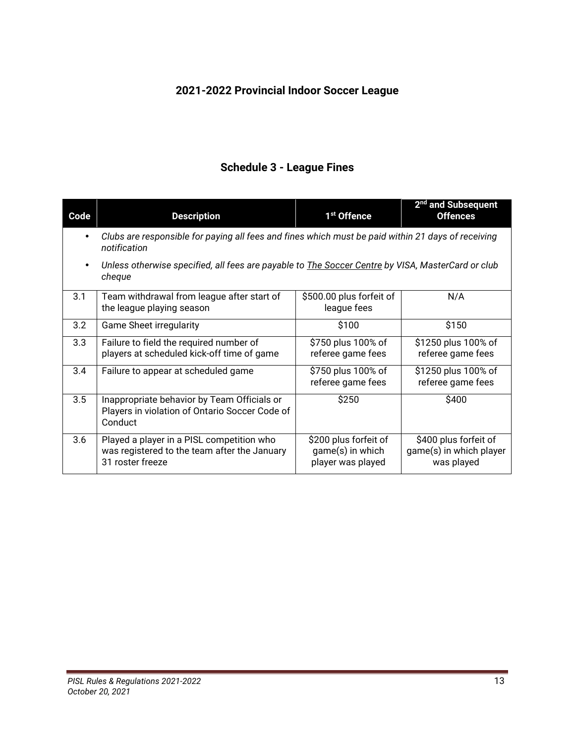## 2021-2022 Provincial Indoor Soccer League

### Schedule 3 - League Fines

| Code | Description | 1st Offence | 2nd and Subsequent Offences |
|---|---|---|---|
| | • *Clubs are responsible for paying all fees and fines which must be paid within 21 days of receiving notification*<br>• *Unless otherwise specified, all fees are payable to The Soccer Centre by VISA, MasterCard or club cheque* | | |
| 3.1 | Team withdrawal from league after start of the league playing season | $500.00 plus forfeit of league fees | N/A |
| 3.2 | Game Sheet irregularity | $100 | $150 |
| 3.3 | Failure to field the required number of players at scheduled kick-off time of game | $750 plus 100% of referee game fees | $1250 plus 100% of referee game fees |
| 3.4 | Failure to appear at scheduled game | $750 plus 100% of referee game fees | $1250 plus 100% of referee game fees |
| 3.5 | Inappropriate behavior by Team Officials or Players in violation of Ontario Soccer Code of Conduct | $250 | $400 |
| 3.6 | Played a player in a PISL competition who was registered to the team after the January 31 roster freeze | $200 plus forfeit of game(s) in which player was played | $400 plus forfeit of game(s) in which player was played |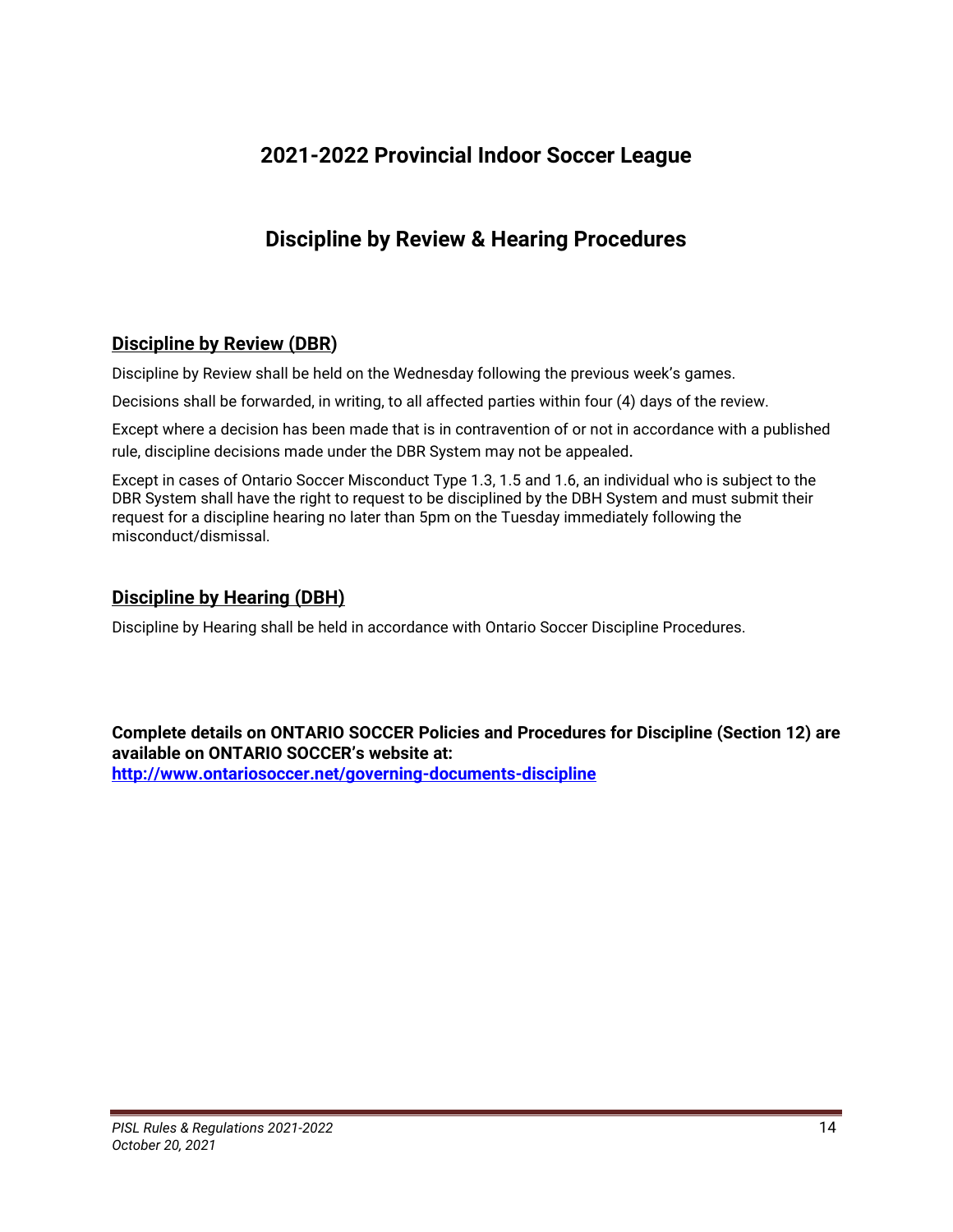# 2021-2022 Provincial Indoor Soccer League

## Discipline by Review & Hearing Procedures

### Discipline by Review (DBR)

Discipline by Review shall be held on the Wednesday following the previous week's games.

Decisions shall be forwarded, in writing, to all affected parties within four (4) days of the review.

Except where a decision has been made that is in contravention of or not in accordance with a published rule, discipline decisions made under the DBR System may not be appealed.

Except in cases of Ontario Soccer Misconduct Type 1.3, 1.5 and 1.6, an individual who is subject to the DBR System shall have the right to request to be disciplined by the DBH System and must submit their request for a discipline hearing no later than 5pm on the Tuesday immediately following the misconduct/dismissal.

### Discipline by Hearing (DBH)

Discipline by Hearing shall be held in accordance with Ontario Soccer Discipline Procedures.

**Complete details on ONTARIO SOCCER Policies and Procedures for Discipline (Section 12) are available on ONTARIO SOCCER's website at:**
**http://www.ontariosoccer.net/governing-documents-discipline**